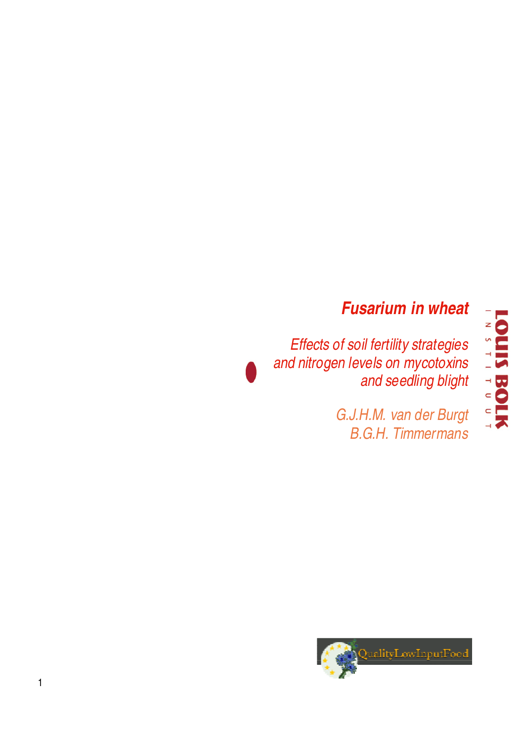# Fusarium in wheat

## *Effects of soil fertility strategies and nitrogen levels on mycotoxins and seedling blight*

*G.J.H.M. van der Burgt*
*B.G.H. Timmermans*

LOUIS BOLK INSTITUUT

QualityLowInputFood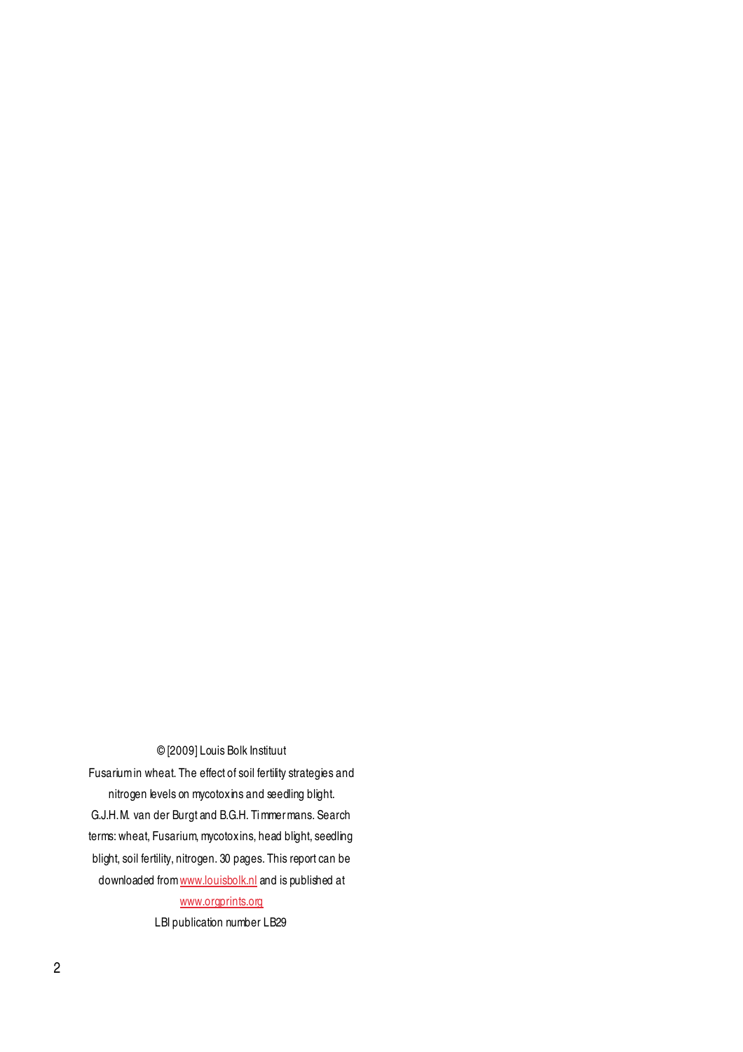© [2009] Louis Bolk Instituut

Fusarium in wheat. The effect of soil fertility strategies and nitrogen levels on mycotoxins and seedling blight. G.J.H.M. van der Burgt and B.G.H. Timmermans. Search terms: wheat, Fusarium, mycotoxins, head blight, seedling blight, soil fertility, nitrogen. 30 pages. This report can be downloaded from www.louisbolk.nl and is published at www.orgprints.org

LBI publication number LB29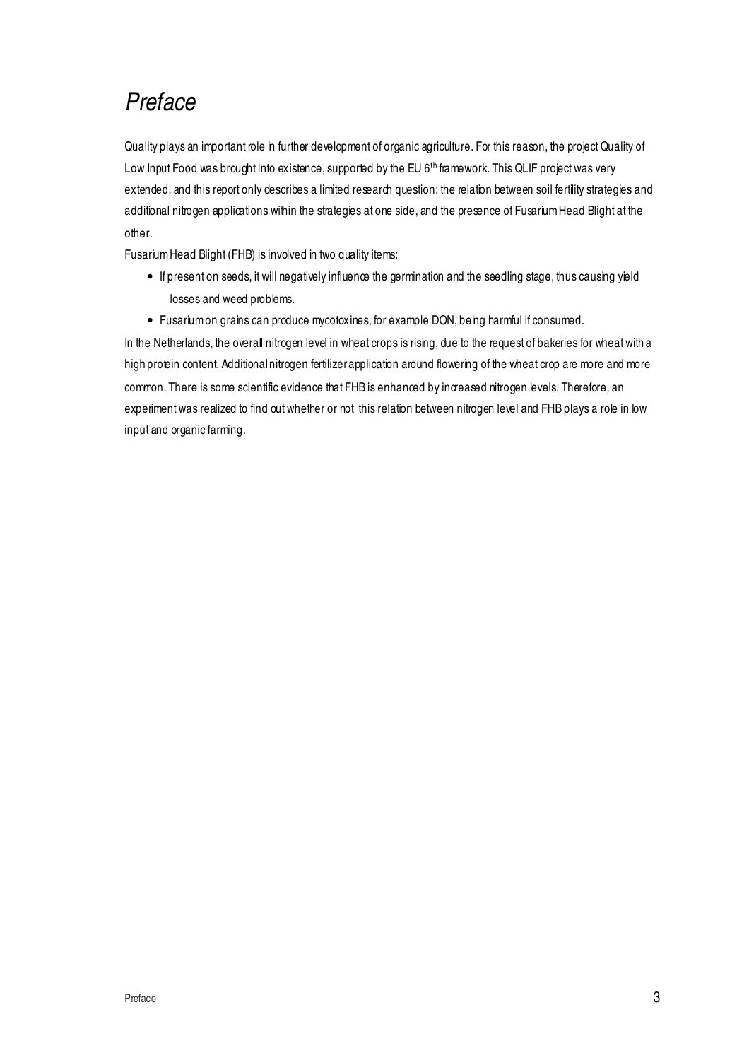# Preface

Quality plays an important role in further development of organic agriculture. For this reason, the project Quality of Low Input Food was brought into existence, supported by the EU 6$^{th}$ framework. This QLIF project was very extended, and this report only describes a limited research question: the relation between soil fertility strategies and additional nitrogen applications within the strategies at one side, and the presence of Fusarium Head Blight at the other.

Fusarium Head Blight (FHB) is involved in two quality items:

- If present on seeds, it will negatively influence the germination and the seedling stage, thus causing yield losses and weed problems.
- Fusarium on grains can produce mycotoxines, for example DON, being harmful if consumed.

In the Netherlands, the overall nitrogen level in wheat crops is rising, due to the request of bakeries for wheat with a high protein content. Additional nitrogen fertilizer application around flowering of the wheat crop are more and more common. There is some scientific evidence that FHB is enhanced by increased nitrogen levels. Therefore, an experiment was realized to find out whether or not this relation between nitrogen level and FHB plays a role in low input and organic farming.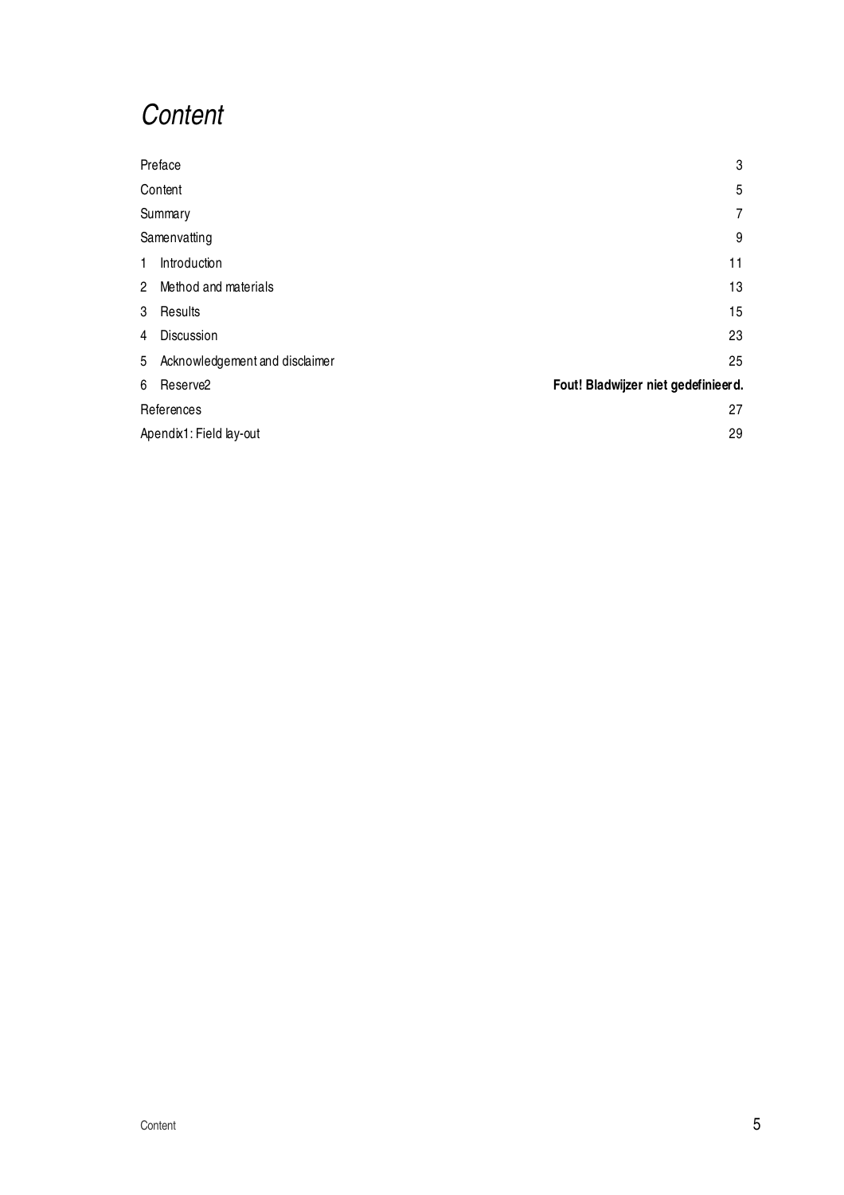# *Content*

| | |
|---|---|
| Preface | 3 |
| Content | 5 |
| Summary | 7 |
| Samenvatting | 9 |
| 1 Introduction | 11 |
| 2 Method and materials | 13 |
| 3 Results | 15 |
| 4 Discussion | 23 |
| 5 Acknowledgement and disclaimer | 25 |
| 6 Reserve2 | **Fout! Bladwijzer niet gedefinieerd.** |
| References | 27 |
| Apendix1: Field lay-out | 29 |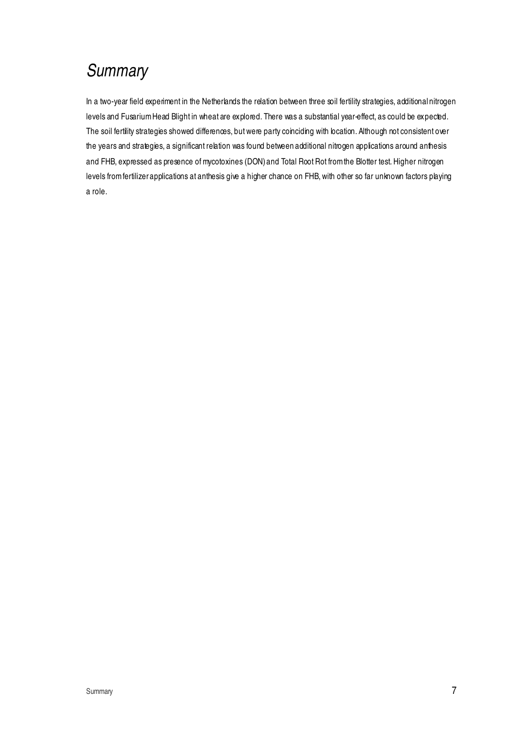# *Summary*

In a two-year field experiment in the Netherlands the relation between three soil fertility strategies, additional nitrogen levels and Fusarium Head Blight in wheat are explored. There was a substantial year-effect, as could be expected. The soil fertility strategies showed differences, but were party coinciding with location. Although not consistent over the years and strategies, a significant relation was found between additional nitrogen applications around anthesis and FHB, expressed as presence of mycotoxines (DON) and Total Root Rot from the Blotter test. Higher nitrogen levels from fertilizer applications at anthesis give a higher chance on FHB, with other so far unknown factors playing a role.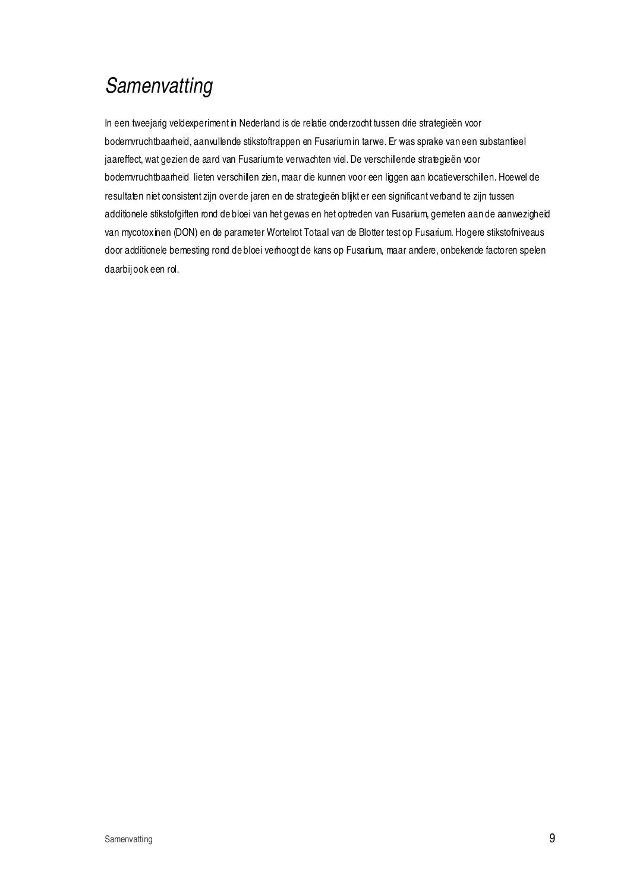# *Samenvatting*

In een tweejarig veldexperiment in Nederland is de relatie onderzocht tussen drie strategieën voor bodemvruchtbaarheid, aanvullende stikstoftrappen en Fusarium in tarwe. Er was sprake van een substantieel jaareffect, wat gezien de aard van Fusarium te verwachten viel. De verschillende strategieën voor bodemvruchtbaarheid lieten verschillen zien, maar die kunnen voor een liggen aan locatieverschillen. Hoewel de resultaten niet consistent zijn over de jaren en de strategieën blijkt er een significant verband te zijn tussen additionele stikstofgiften rond de bloei van het gewas en het optreden van Fusarium, gemeten aan de aanwezigheid van mycotoxinen (DON) en de parameter Wortelrot Totaal van de Blotter test op Fusarium. Hogere stikstofniveaus door additionele bemesting rond de bloei verhoogt de kans op Fusarium, maar andere, onbekende factoren spelen daarbij ook een rol.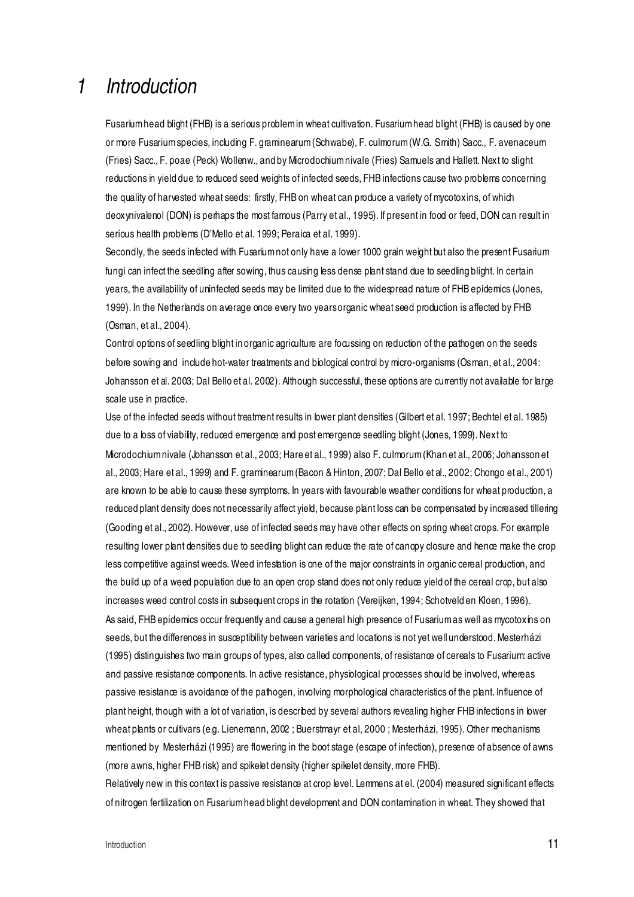# 1 Introduction

Fusarium head blight (FHB) is a serious problem in wheat cultivation. Fusarium head blight (FHB) is caused by one or more Fusarium species, including F. graminearum (Schwabe), F. culmorum (W.G. Smith) Sacc., F. avenaceum (Fries) Sacc., F. poae (Peck) Wollenw., and by Microdochium nivale (Fries) Samuels and Hallett. Next to slight reductions in yield due to reduced seed weights of infected seeds, FHB infections cause two problems concerning the quality of harvested wheat seeds: firstly, FHB on wheat can produce a variety of mycotoxins, of which deoxynivalenol (DON) is perhaps the most famous (Parry et al., 1995). If present in food or feed, DON can result in serious health problems (D'Mello et al. 1999; Peraica et al. 1999).

Secondly, the seeds infected with Fusarium not only have a lower 1000 grain weight but also the present Fusarium fungi can infect the seedling after sowing, thus causing less dense plant stand due to seedling blight. In certain years, the availability of uninfected seeds may be limited due to the widespread nature of FHB epidemics (Jones, 1999). In the Netherlands on average once every two years organic wheat seed production is affected by FHB (Osman, et al., 2004).

Control options of seedling blight in organic agriculture are focussing on reduction of the pathogen on the seeds before sowing and include hot-water treatments and biological control by micro-organisms (Osman, et al., 2004: Johansson et al. 2003; Dal Bello et al. 2002). Although successful, these options are currently not available for large scale use in practice.

Use of the infected seeds without treatment results in lower plant densities (Gilbert et al. 1997; Bechtel et al. 1985) due to a loss of viability, reduced emergence and post emergence seedling blight (Jones, 1999). Next to Microdochium nivale (Johansson et al., 2003; Hare et al., 1999) also F. culmorum (Khan et al., 2006; Johansson et al., 2003; Hare et al., 1999) and F. graminearum (Bacon & Hinton, 2007; Dal Bello et al., 2002; Chongo et al., 2001) are known to be able to cause these symptoms. In years with favourable weather conditions for wheat production, a reduced plant density does not necessarily affect yield, because plant loss can be compensated by increased tillering (Gooding et al., 2002). However, use of infected seeds may have other effects on spring wheat crops. For example resulting lower plant densities due to seedling blight can reduce the rate of canopy closure and hence make the crop less competitive against weeds. Weed infestation is one of the major constraints in organic cereal production, and the build up of a weed population due to an open crop stand does not only reduce yield of the cereal crop, but also increases weed control costs in subsequent crops in the rotation (Vereijken, 1994; Schotveld en Kloen, 1996).

As said, FHB epidemics occur frequently and cause a general high presence of Fusarium as well as mycotoxins on seeds, but the differences in susceptibility between varieties and locations is not yet well understood. Mesterházi (1995) distinguishes two main groups of types, also called components, of resistance of cereals to Fusarium: active and passive resistance components. In active resistance, physiological processes should be involved, whereas passive resistance is avoidance of the pathogen, involving morphological characteristics of the plant. Influence of plant height, though with a lot of variation, is described by several authors revealing higher FHB infections in lower wheat plants or cultivars (e.g. Lienemann, 2002 ; Buerstmayr et al, 2000 ; Mesterházi, 1995). Other mechanisms mentioned by Mesterházi (1995) are flowering in the boot stage (escape of infection), presence of absence of awns (more awns, higher FHB risk) and spikelet density (higher spikelet density, more FHB).

Relatively new in this context is passive resistance at crop level. Lemmens at el. (2004) measured significant effects of nitrogen fertilization on Fusarium head blight development and DON contamination in wheat. They showed that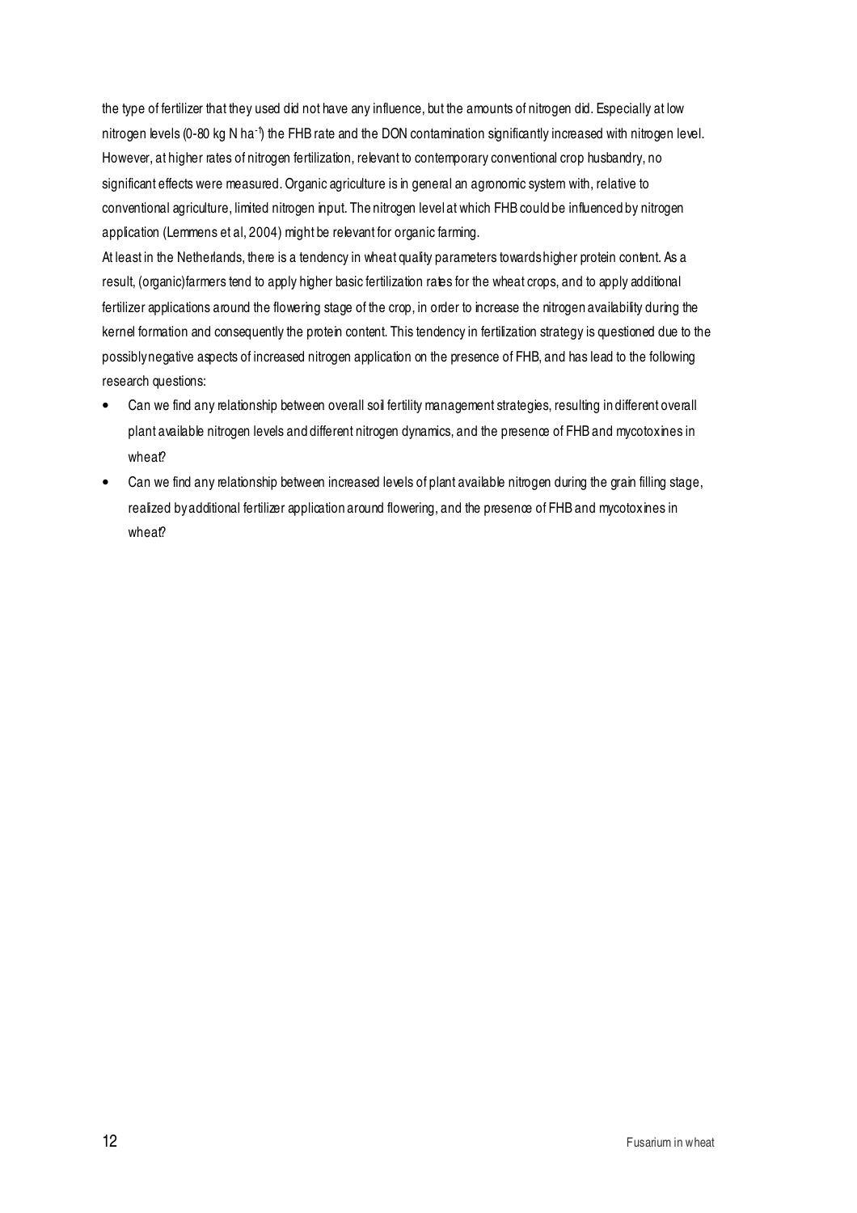the type of fertilizer that they used did not have any influence, but the amounts of nitrogen did. Especially at low nitrogen levels (0-80 kg N $ha^{-1}$) the FHB rate and the DON contamination significantly increased with nitrogen level. However, at higher rates of nitrogen fertilization, relevant to contemporary conventional crop husbandry, no significant effects were measured. Organic agriculture is in general an agronomic system with, relative to conventional agriculture, limited nitrogen input. The nitrogen level at which FHB could be influenced by nitrogen application (Lemmens et al, 2004) might be relevant for organic farming.

At least in the Netherlands, there is a tendency in wheat quality parameters towards higher protein content. As a result, (organic)farmers tend to apply higher basic fertilization rates for the wheat crops, and to apply additional fertilizer applications around the flowering stage of the crop, in order to increase the nitrogen availability during the kernel formation and consequently the protein content. This tendency in fertilization strategy is questioned due to the possibly negative aspects of increased nitrogen application on the presence of FHB, and has lead to the following research questions:

- Can we find any relationship between overall soil fertility management strategies, resulting in different overall plant available nitrogen levels and different nitrogen dynamics, and the presence of FHB and mycotoxines in wheat?
- Can we find any relationship between increased levels of plant available nitrogen during the grain filling stage, realized by additional fertilizer application around flowering, and the presence of FHB and mycotoxines in wheat?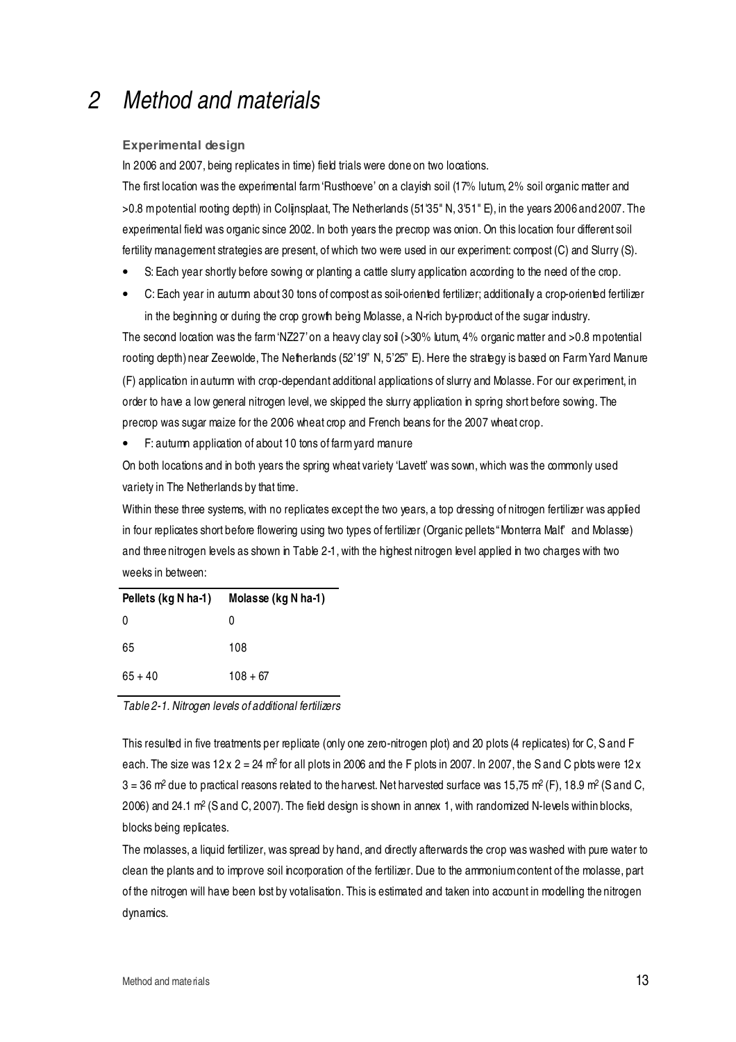# 2 Method and materials

### Experimental design

In 2006 and 2007, being replicates in time) field trials were done on two locations.

The first location was the experimental farm 'Rusthoeve' on a clayish soil (17% lutum, 2% soil organic matter and >0.8 m potential rooting depth) in Colijnsplaat, The Netherlands (51'35" N, 3'51" E), in the years 2006 and 2007. The experimental field was organic since 2002. In both years the precrop was onion. On this location four different soil fertility management strategies are present, of which two were used in our experiment: compost (C) and Slurry (S).

- S: Each year shortly before sowing or planting a cattle slurry application according to the need of the crop.
- C: Each year in autumn about 30 tons of compost as soil-oriented fertilizer; additionally a crop-oriented fertilizer in the beginning or during the crop growth being Molasse, a N-rich by-product of the sugar industry.

The second location was the farm 'NZ27' on a heavy clay soil (>30% lutum, 4% organic matter and >0.8 m potential rooting depth) near Zeewolde, The Netherlands (52'19" N, 5'25" E). Here the strategy is based on Farm Yard Manure (F) application in autumn with crop-dependant additional applications of slurry and Molasse. For our experiment, in order to have a low general nitrogen level, we skipped the slurry application in spring short before sowing. The precrop was sugar maize for the 2006 wheat crop and French beans for the 2007 wheat crop.

- F: autumn application of about 10 tons of farm yard manure

On both locations and in both years the spring wheat variety 'Lavett' was sown, which was the commonly used variety in The Netherlands by that time.

Within these three systems, with no replicates except the two years, a top dressing of nitrogen fertilizer was applied in four replicates short before flowering using two types of fertilizer (Organic pellets "Monterra Malt" and Molasse) and three nitrogen levels as shown in Table 2-1, with the highest nitrogen level applied in two charges with two weeks in between:

| Pellets (kg N ha-1) | Molasse (kg N ha-1) |
|---|---|
| 0 | 0 |
| 65 | 108 |
| 65 + 40 | 108 + 67 |

*Table 2-1. Nitrogen levels of additional fertilizers*

This resulted in five treatments per replicate (only one zero-nitrogen plot) and 20 plots (4 replicates) for C, S and F each. The size was 12 x 2 = 24 m$^2$ for all plots in 2006 and the F plots in 2007. In 2007, the S and C plots were 12 x 3 = 36 m$^2$ due to practical reasons related to the harvest. Net harvested surface was 15,75 m$^2$ (F), 18.9 m$^2$ (S and C, 2006) and 24.1 m$^2$ (S and C, 2007). The field design is shown in annex 1, with randomized N-levels within blocks, blocks being replicates.

The molasses, a liquid fertilizer, was spread by hand, and directly afterwards the crop was washed with pure water to clean the plants and to improve soil incorporation of the fertilizer. Due to the ammonium content of the molasse, part of the nitrogen will have been lost by votalisation. This is estimated and taken into account in modelling the nitrogen dynamics.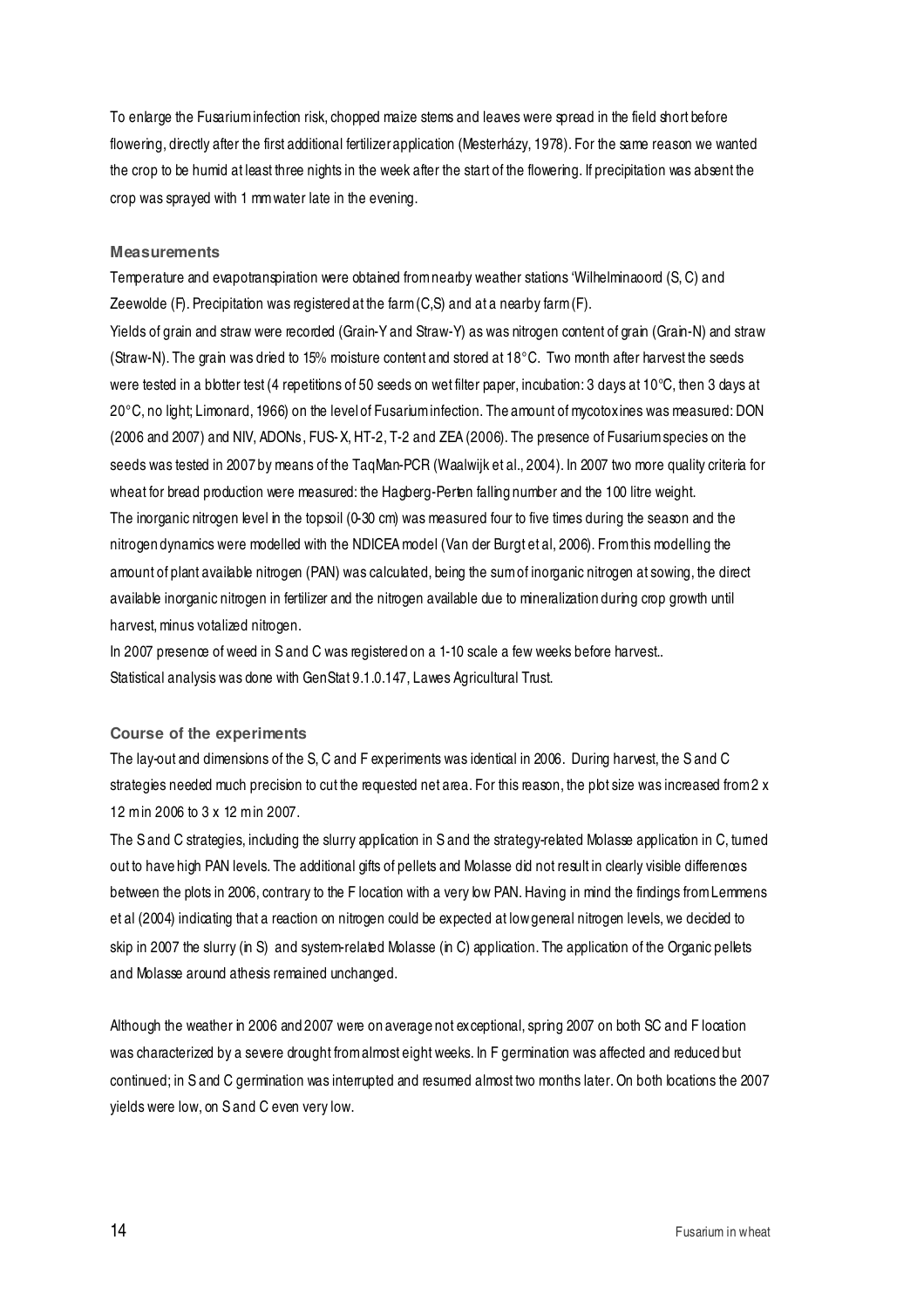To enlarge the Fusarium infection risk, chopped maize stems and leaves were spread in the field short before flowering, directly after the first additional fertilizer application (Mesterházy, 1978). For the same reason we wanted the crop to be humid at least three nights in the week after the start of the flowering. If precipitation was absent the crop was sprayed with 1 mm water late in the evening.

### Measurements

Temperature and evapotranspiration were obtained from nearby weather stations 'Wilhelminaoord (S, C) and Zeewolde (F). Precipitation was registered at the farm (C,S) and at a nearby farm (F).

Yields of grain and straw were recorded (Grain-Y and Straw-Y) as was nitrogen content of grain (Grain-N) and straw (Straw-N). The grain was dried to 15% moisture content and stored at 18°C. Two month after harvest the seeds were tested in a blotter test (4 repetitions of 50 seeds on wet filter paper, incubation: 3 days at 10°C, then 3 days at 20°C, no light; Limonard, 1966) on the level of Fusarium infection. The amount of mycotoxines was measured: DON (2006 and 2007) and NIV, ADONs, FUS-X, HT-2, T-2 and ZEA (2006). The presence of Fusarium species on the seeds was tested in 2007 by means of the TaqMan-PCR (Waalwijk et al., 2004). In 2007 two more quality criteria for wheat for bread production were measured: the Hagberg-Perten falling number and the 100 litre weight.

The inorganic nitrogen level in the topsoil (0-30 cm) was measured four to five times during the season and the nitrogen dynamics were modelled with the NDICEA model (Van der Burgt et al, 2006). From this modelling the amount of plant available nitrogen (PAN) was calculated, being the sum of inorganic nitrogen at sowing, the direct available inorganic nitrogen in fertilizer and the nitrogen available due to mineralization during crop growth until harvest, minus votalized nitrogen.

In 2007 presence of weed in S and C was registered on a 1-10 scale a few weeks before harvest..

Statistical analysis was done with GenStat 9.1.0.147, Lawes Agricultural Trust.

### Course of the experiments

The lay-out and dimensions of the S, C and F experiments was identical in 2006. During harvest, the S and C strategies needed much precision to cut the requested net area. For this reason, the plot size was increased from 2 x 12 m in 2006 to 3 x 12 m in 2007.

The S and C strategies, including the slurry application in S and the strategy-related Molasse application in C, turned out to have high PAN levels. The additional gifts of pellets and Molasse did not result in clearly visible differences between the plots in 2006, contrary to the F location with a very low PAN. Having in mind the findings from Lemmens et al (2004) indicating that a reaction on nitrogen could be expected at low general nitrogen levels, we decided to skip in 2007 the slurry (in S) and system-related Molasse (in C) application. The application of the Organic pellets and Molasse around athesis remained unchanged.

Although the weather in 2006 and 2007 were on average not exceptional, spring 2007 on both SC and F location was characterized by a severe drought from almost eight weeks. In F germination was affected and reduced but continued; in S and C germination was interrupted and resumed almost two months later. On both locations the 2007 yields were low, on S and C even very low.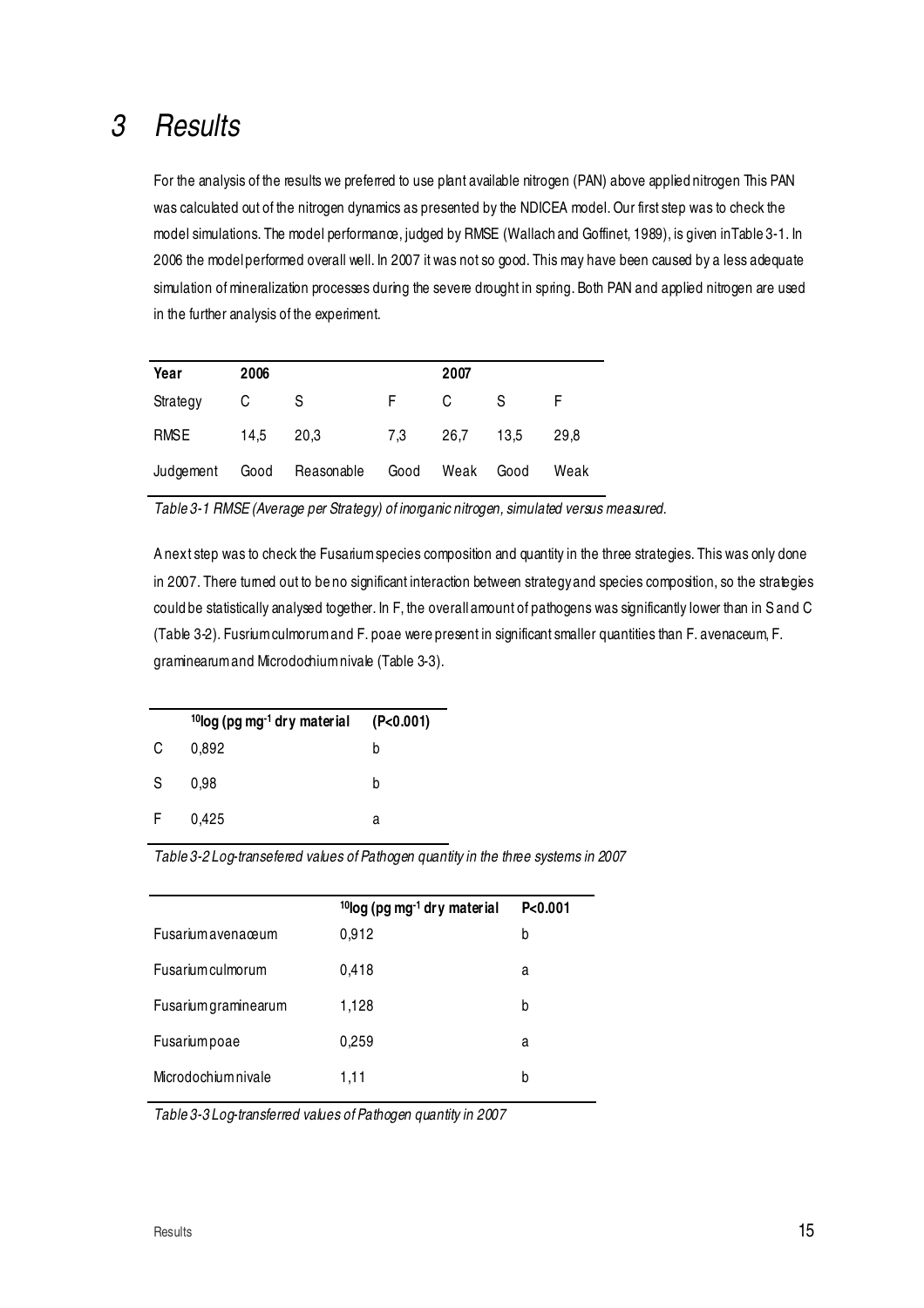# 3 Results

For the analysis of the results we preferred to use plant available nitrogen (PAN) above applied nitrogen This PAN was calculated out of the nitrogen dynamics as presented by the NDICEA model. Our first step was to check the model simulations. The model performance, judged by RMSE (Wallach and Goffinet, 1989), is given in Table 3-1. In 2006 the model performed overall well. In 2007 it was not so good. This may have been caused by a less adequate simulation of mineralization processes during the severe drought in spring. Both PAN and applied nitrogen are used in the further analysis of the experiment.

| Year | 2006 | | | 2007 | | |
|---|---|---|---|---|---|---|
| Strategy | C | S | F | C | S | F |
| RMSE | 14,5 | 20,3 | 7,3 | 26,7 | 13,5 | 29,8 |
| Judgement | Good | Reasonable | Good | Weak | Good | Weak |

*Table 3-1 RMSE (Average per Strategy) of inorganic nitrogen, simulated versus measured.*

A next step was to check the Fusarium species composition and quantity in the three strategies. This was only done in 2007. There turned out to be no significant interaction between strategy and species composition, so the strategies could be statistically analysed together. In F, the overall amount of pathogens was significantly lower than in S and C (Table 3-2). Fusrium culmorum and F. poae were present in significant smaller quantities than F. avenaceum, F. graminearum and Microdochium nivale (Table 3-3).

| | $^{10}$log (pg mg$^{-1}$ dry material | (P<0.001) |
|---|---|---|
| C | 0,892 | b |
| S | 0,98 | b |
| F | 0,425 | a |

*Table 3-2 Log-transefered values of Pathogen quantity in the three systems in 2007*

| | $^{10}$log (pg mg$^{-1}$ dry material | P<0.001 |
|---|---|---|
| Fusarium avenaceum | 0,912 | b |
| Fusarium culmorum | 0,418 | a |
| Fusarium graminearum | 1,128 | b |
| Fusarium poae | 0,259 | a |
| Microdochium nivale | 1,11 | b |

*Table 3-3 Log-transferred values of Pathogen quantity in 2007*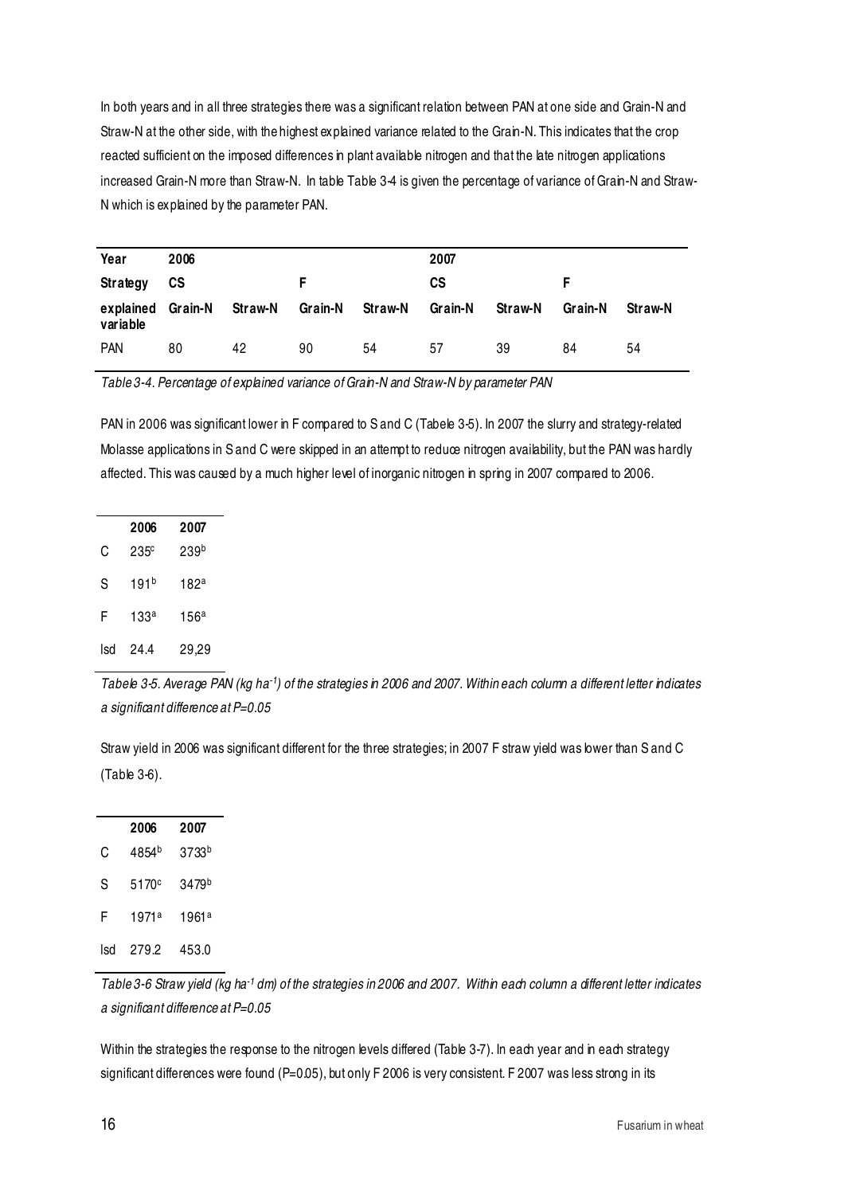In both years and in all three strategies there was a significant relation between PAN at one side and Grain-N and Straw-N at the other side, with the highest explained variance related to the Grain-N. This indicates that the crop reacted sufficient on the imposed differences in plant available nitrogen and that the late nitrogen applications increased Grain-N more than Straw-N. In table Table 3-4 is given the percentage of variance of Grain-N and Straw-N which is explained by the parameter PAN.

| **Year** | **2006** | | | | **2007** | | | |
|---|---|---|---|---|---|---|---|---|
| **Strategy** | **CS** | | **F** | | **CS** | | **F** | |
| **explained variable** | **Grain-N** | **Straw-N** | **Grain-N** | **Straw-N** | **Grain-N** | **Straw-N** | **Grain-N** | **Straw-N** |
| PAN | 80 | 42 | 90 | 54 | 57 | 39 | 84 | 54 |

*Table 3-4. Percentage of explained variance of Grain-N and Straw-N by parameter PAN*

PAN in 2006 was significant lower in F compared to S and C (Tabele 3-5). In 2007 the slurry and strategy-related Molasse applications in S and C were skipped in an attempt to reduce nitrogen availability, but the PAN was hardly affected. This was caused by a much higher level of inorganic nitrogen in spring in 2007 compared to 2006.

| | **2006** | **2007** |
|---|---|---|
| C | $235^{c}$ | $239^{b}$ |
| S | $191^{b}$ | $182^{a}$ |
| F | $133^{a}$ | $156^{a}$ |
| lsd | 24.4 | 29,29 |

*Tabele 3-5. Average PAN (kg ha$^{-1}$) of the strategies in 2006 and 2007. Within each column a different letter indicates a significant difference at P=0.05*

Straw yield in 2006 was significant different for the three strategies; in 2007 F straw yield was lower than S and C (Table 3-6).

| | **2006** | **2007** |
|---|---|---|
| C | $4854^{b}$ | $3733^{b}$ |
| S | $5170^{c}$ | $3479^{b}$ |
| F | $1971^{a}$ | $1961^{a}$ |
| lsd | 279.2 | 453.0 |

*Table 3-6 Straw yield (kg ha$^{-1}$ dm) of the strategies in 2006 and 2007. Within each column a different letter indicates a significant difference at P=0.05*

Within the strategies the response to the nitrogen levels differed (Table 3-7). In each year and in each strategy significant differences were found (P=0.05), but only F 2006 is very consistent. F 2007 was less strong in its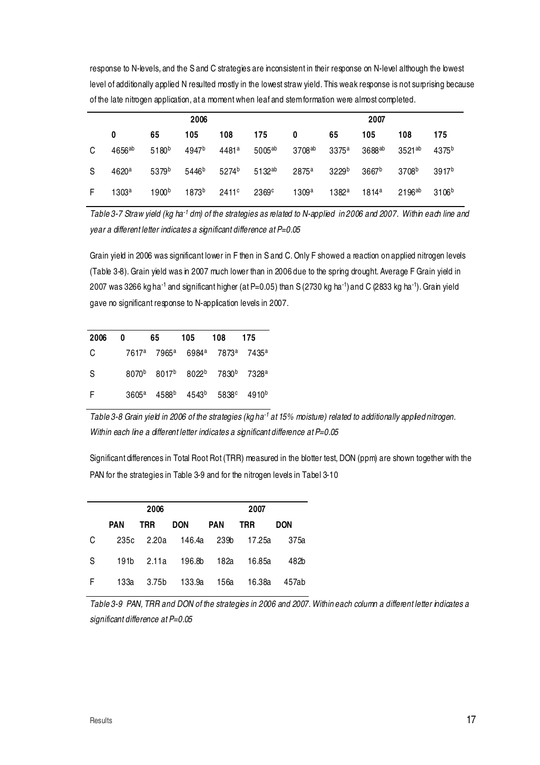response to N-levels, and the S and C strategies are inconsistent in their response on N-level although the lowest level of additionally applied N resulted mostly in the lowest straw yield. This weak response is not surprising because of the late nitrogen application, at a moment when leaf and stem formation were almost completed.

| | 2006 | | | | | 2007 | | | | |
|---|---|---|---|---|---|---|---|---|---|---|
| | **0** | **65** | **105** | **108** | **175** | **0** | **65** | **105** | **108** | **175** |
| C | 4656$^{ab}$ | 5180$^{b}$ | 4947$^{b}$ | 4481$^{a}$ | 5005$^{ab}$ | 3708$^{ab}$ | 3375$^{a}$ | 3688$^{ab}$ | 3521$^{ab}$ | 4375$^{b}$ |
| S | 4620$^{a}$ | 5379$^{b}$ | 5446$^{b}$ | 5274$^{b}$ | 5132$^{ab}$ | 2875$^{a}$ | 3229$^{b}$ | 3667$^{b}$ | 3708$^{b}$ | 3917$^{b}$ |
| F | 1303$^{a}$ | 1900$^{b}$ | 1873$^{b}$ | 2411$^{c}$ | 2369$^{c}$ | 1309$^{a}$ | 1382$^{a}$ | 1814$^{a}$ | 2196$^{ab}$ | 3106$^{b}$ |

*Table 3-7 Straw yield (kg ha$^{-1}$ dm) of the strategies as related to N-applied in 2006 and 2007. Within each line and year a different letter indicates a significant difference at P=0.05*

Grain yield in 2006 was significant lower in F then in S and C. Only F showed a reaction on applied nitrogen levels (Table 3-8). Grain yield was in 2007 much lower than in 2006 due to the spring drought. Average F Grain yield in 2007 was 3266 kg ha$^{-1}$ and significant higher (at P=0.05) than S (2730 kg ha$^{-1}$) and C (2833 kg ha$^{-1}$). Grain yield gave no significant response to N-application levels in 2007.

| **2006** | **0** | **65** | **105** | **108** | **175** |
|---|---|---|---|---|---|
| C | 7617$^{a}$ | 7965$^{a}$ | 6984$^{a}$ | 7873$^{a}$ | 7435$^{a}$ |
| S | 8070$^{b}$ | 8017$^{b}$ | 8022$^{b}$ | 7830$^{b}$ | 7328$^{a}$ |
| F | 3605$^{a}$ | 4588$^{b}$ | 4543$^{b}$ | 5838$^{c}$ | 4910$^{b}$ |

*Table 3-8 Grain yield in 2006 of the strategies (kg ha$^{-1}$ at 15% moisture) related to additionally applied nitrogen. Within each line a different letter indicates a significant difference at P=0.05*

Significant differences in Total Root Rot (TRR) measured in the blotter test, DON (ppm) are shown together with the PAN for the strategies in Table 3-9 and for the nitrogen levels in Tabel 3-10

| | 2006 | | | 2007 | | |
|---|---|---|---|---|---|---|
| | **PAN** | **TRR** | **DON** | **PAN** | **TRR** | **DON** |
| C | 235c | 2.20a | 146.4a | 239b | 17.25a | 375a |
| S | 191b | 2.11a | 196.8b | 182a | 16.85a | 482b |
| F | 133a | 3.75b | 133.9a | 156a | 16.38a | 457ab |

*Table 3-9 PAN, TRR and DON of the strategies in 2006 and 2007. Within each column a different letter indicates a significant difference at P=0.05*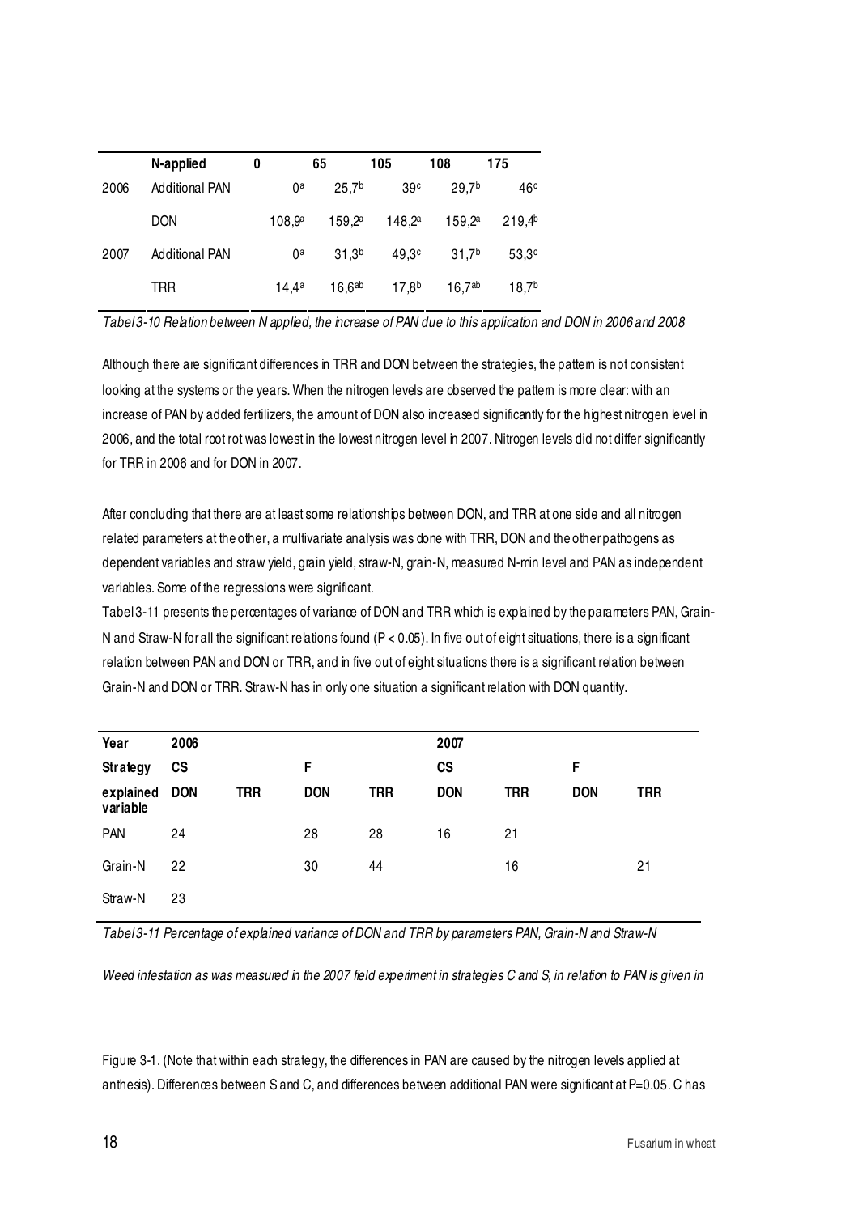| | N-applied | 0 | 65 | 105 | 108 | 175 |
|---|---|---|---|---|---|---|
| 2006 | Additional PAN | 0$^{a}$ | 25,7$^{b}$ | 39$^{c}$ | 29,7$^{b}$ | 46$^{c}$ |
| | DON | 108,9$^{a}$ | 159,2$^{a}$ | 148,2$^{a}$ | 159,2$^{a}$ | 219,4$^{b}$ |
| 2007 | Additional PAN | 0$^{a}$ | 31,3$^{b}$ | 49,3$^{c}$ | 31,7$^{b}$ | 53,3$^{c}$ |
| | TRR | 14,4$^{a}$ | 16,6$^{ab}$ | 17,8$^{b}$ | 16,7$^{ab}$ | 18,7$^{b}$ |

*Tabel 3-10 Relation between N applied, the increase of PAN due to this application and DON in 2006 and 2008*

Although there are significant differences in TRR and DON between the strategies, the pattern is not consistent looking at the systems or the years. When the nitrogen levels are observed the pattern is more clear: with an increase of PAN by added fertilizers, the amount of DON also increased significantly for the highest nitrogen level in 2006, and the total root rot was lowest in the lowest nitrogen level in 2007. Nitrogen levels did not differ significantly for TRR in 2006 and for DON in 2007.

After concluding that there are at least some relationships between DON, and TRR at one side and all nitrogen related parameters at the other, a multivariate analysis was done with TRR, DON and the other pathogens as dependent variables and straw yield, grain yield, straw-N, grain-N, measured N-min level and PAN as independent variables. Some of the regressions were significant.

Tabel 3-11 presents the percentages of variance of DON and TRR which is explained by the parameters PAN, Grain-N and Straw-N for all the significant relations found ($P < 0.05$). In five out of eight situations, there is a significant relation between PAN and DON or TRR, and in five out of eight situations there is a significant relation between Grain-N and DON or TRR. Straw-N has in only one situation a significant relation with DON quantity.

| Year | 2006 | | | | 2007 | | | |
|---|---|---|---|---|---|---|---|---|
| **Strategy** | **CS** | | **F** | | **CS** | | **F** | |
| **explained variable** | **DON** | **TRR** | **DON** | **TRR** | **DON** | **TRR** | **DON** | **TRR** |
| PAN | 24 | | 28 | 28 | 16 | 21 | | |
| Grain-N | 22 | | 30 | 44 | | 16 | | 21 |
| Straw-N | 23 | | | | | | | |

*Tabel 3-11 Percentage of explained variance of DON and TRR by parameters PAN, Grain-N and Straw-N*

*Weed infestation as was measured in the 2007 field experiment in strategies C and S, in relation to PAN is given in*

Figure 3-1. (Note that within each strategy, the differences in PAN are caused by the nitrogen levels applied at anthesis). Differences between S and C, and differences between additional PAN were significant at P=0.05. C has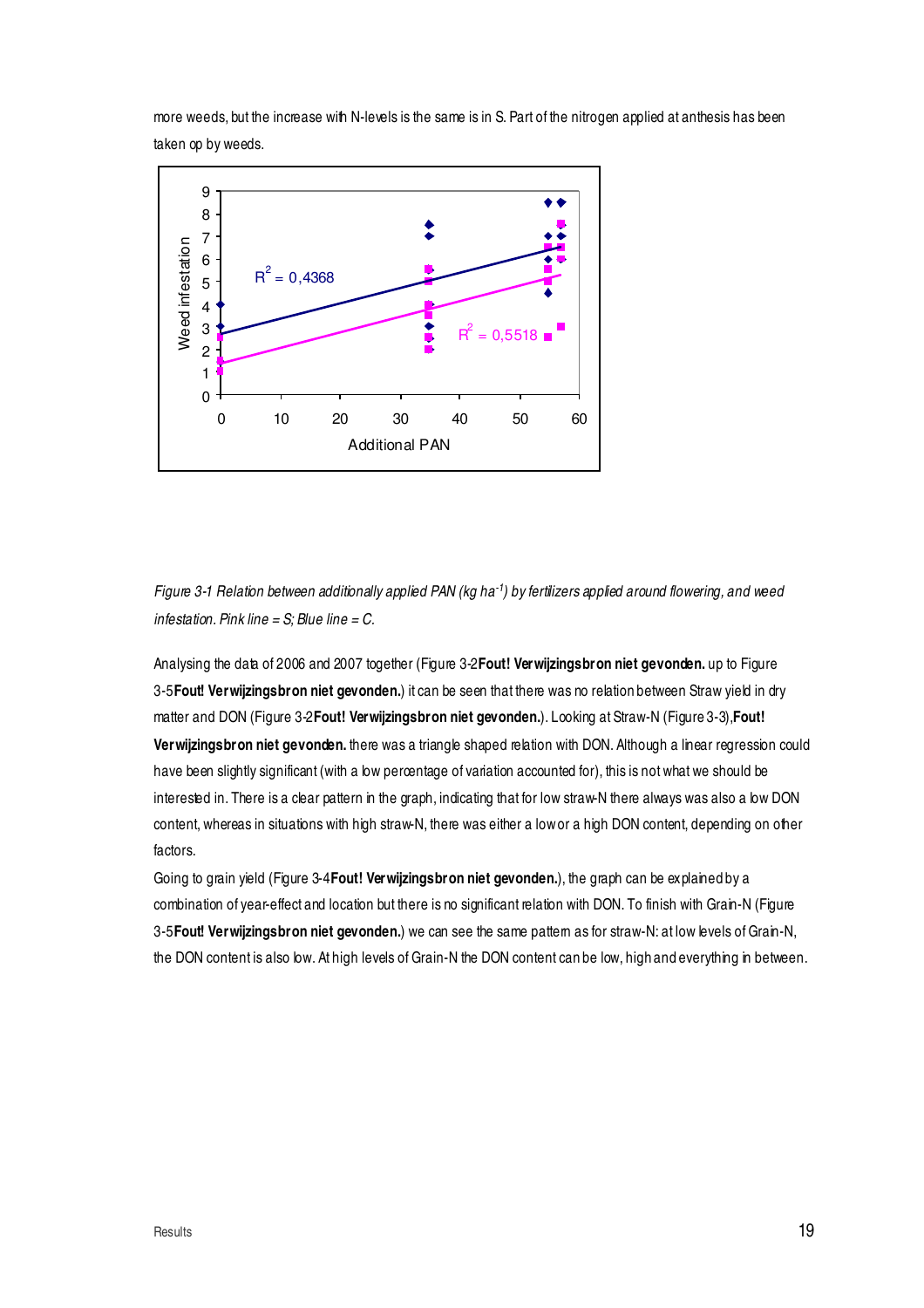more weeds, but the increase with N-levels is the same is in S. Part of the nitrogen applied at anthesis has been taken op by weeds.

*Figure 3-1 Relation between additionally applied PAN (kg ha$^{-1}$) by fertilizers applied around flowering, and weed infestation. Pink line = S; Blue line = C.*

Analysing the data of 2006 and 2007 together (Figure 3-2**Fout! Verwijzingsbron niet gevonden.** up to Figure 3-5**Fout! Verwijzingsbron niet gevonden.**) it can be seen that there was no relation between Straw yield in dry matter and DON (Figure 3-2**Fout! Verwijzingsbron niet gevonden.**). Looking at Straw-N (Figure 3-3),**Fout! Verwijzingsbron niet gevonden.** there was a triangle shaped relation with DON. Although a linear regression could have been slightly significant (with a low percentage of variation accounted for), this is not what we should be interested in. There is a clear pattern in the graph, indicating that for low straw-N there always was also a low DON content, whereas in situations with high straw-N, there was either a low or a high DON content, depending on other factors.

Going to grain yield (Figure 3-4**Fout! Verwijzingsbron niet gevonden.**), the graph can be explained by a combination of year-effect and location but there is no significant relation with DON. To finish with Grain-N (Figure 3-5**Fout! Verwijzingsbron niet gevonden.**) we can see the same pattern as for straw-N: at low levels of Grain-N, the DON content is also low. At high levels of Grain-N the DON content can be low, high and everything in between.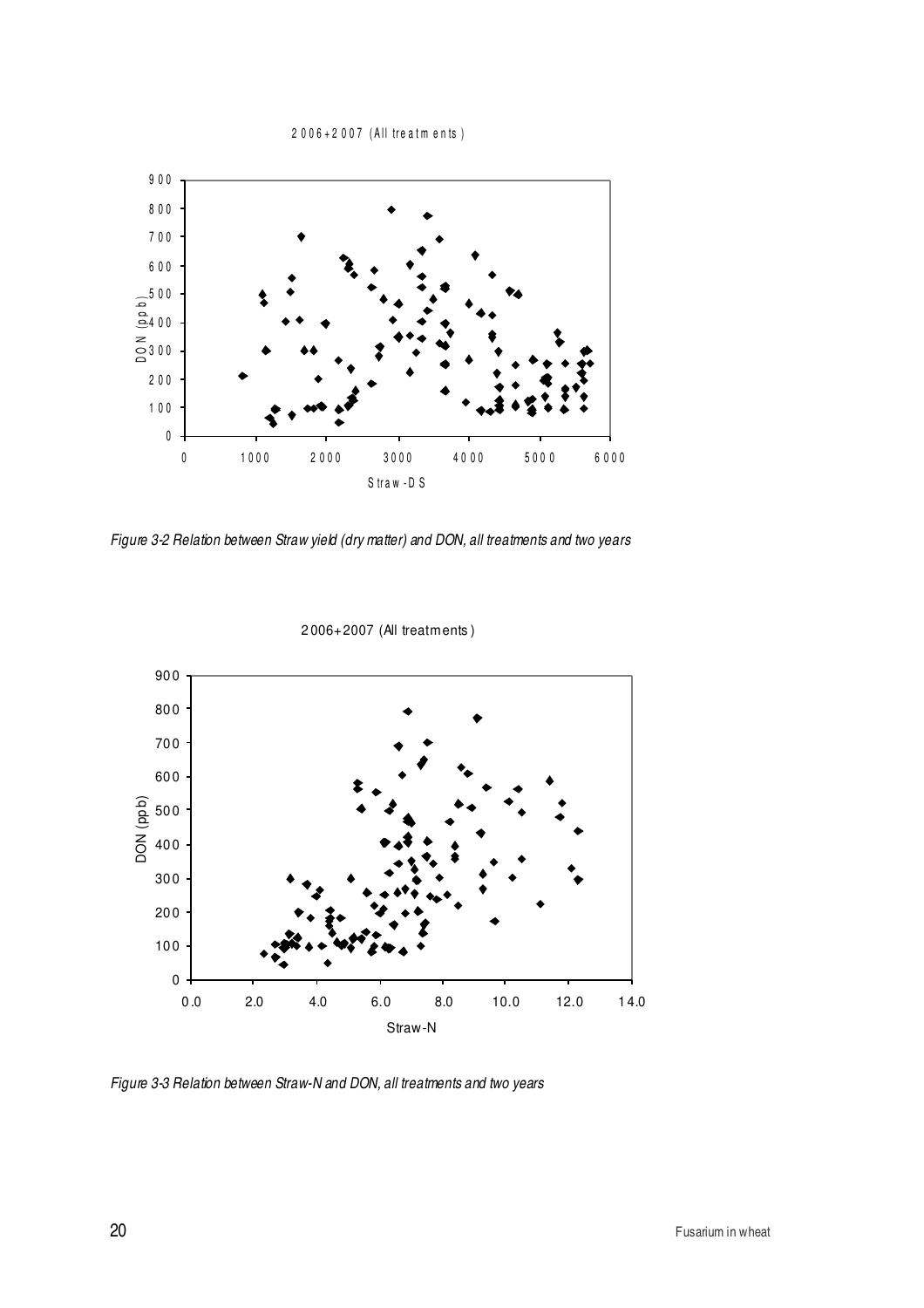*Figure 3-2 Relation between Straw yield (dry matter) and DON, all treatments and two years*

*Figure 3-3 Relation between Straw-N and DON, all treatments and two years*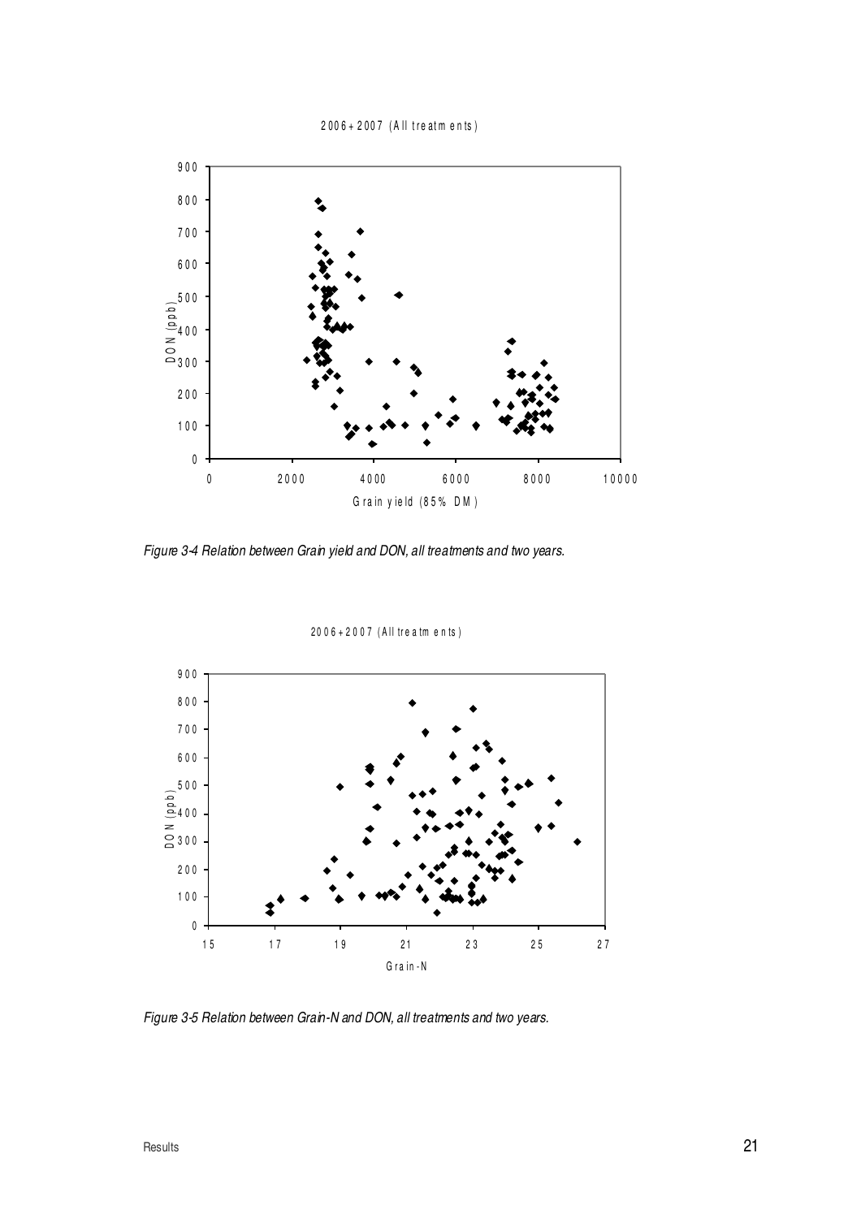2006+2007 (All treatments)

*Figure 3-4 Relation between Grain yield and DON, all treatments and two years.*

2006+2007 (All treatments)

*Figure 3-5 Relation between Grain-N and DON, all treatments and two years.*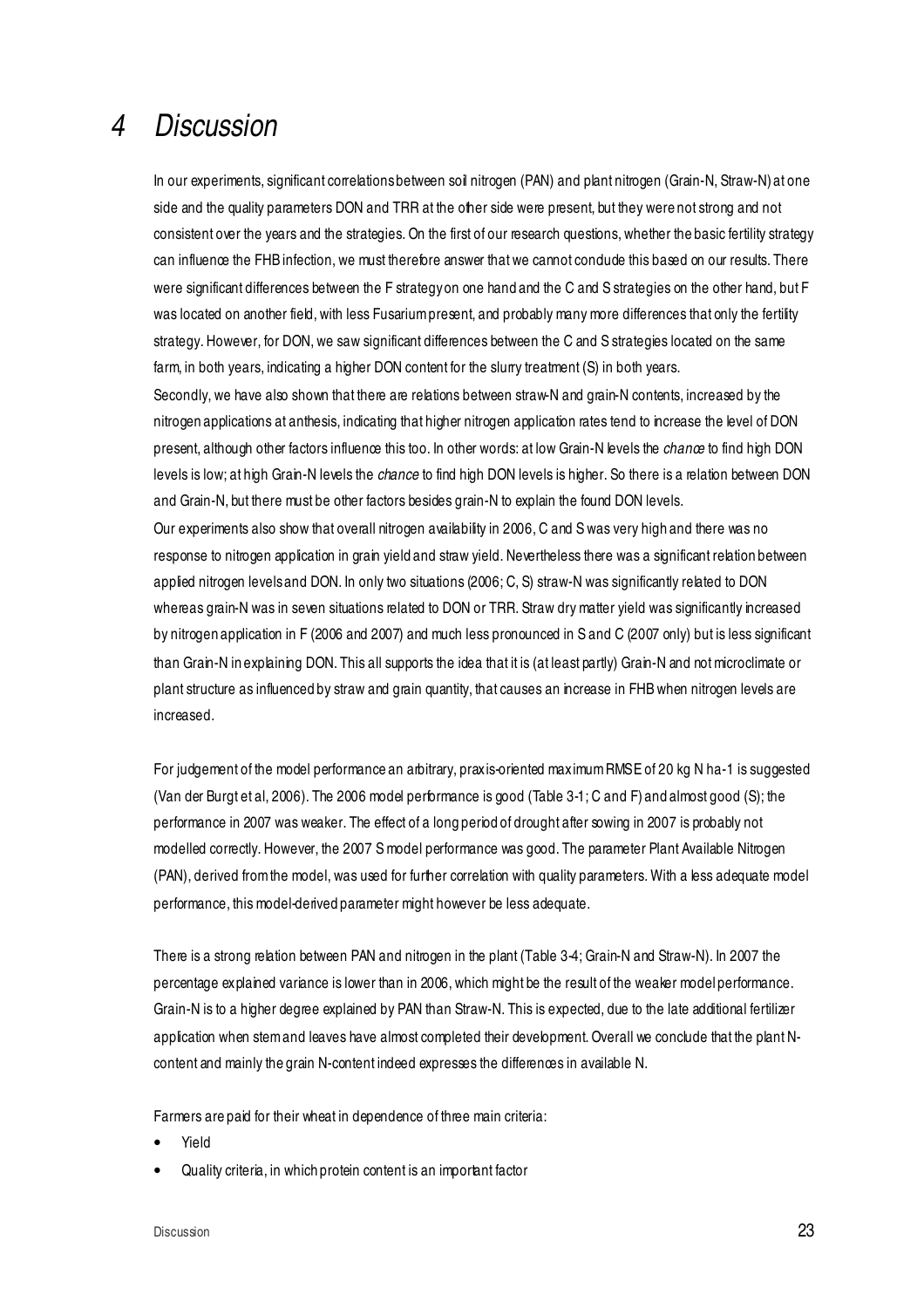# 4 Discussion

In our experiments, significant correlations between soil nitrogen (PAN) and plant nitrogen (Grain-N, Straw-N) at one side and the quality parameters DON and TRR at the other side were present, but they were not strong and not consistent over the years and the strategies. On the first of our research questions, whether the basic fertility strategy can influence the FHB infection, we must therefore answer that we cannot conclude this based on our results. There were significant differences between the F strategy on one hand and the C and S strategies on the other hand, but F was located on another field, with less Fusarium present, and probably many more differences that only the fertility strategy. However, for DON, we saw significant differences between the C and S strategies located on the same farm, in both years, indicating a higher DON content for the slurry treatment (S) in both years.

Secondly, we have also shown that there are relations between straw-N and grain-N contents, increased by the nitrogen applications at anthesis, indicating that higher nitrogen application rates tend to increase the level of DON present, although other factors influence this too. In other words: at low Grain-N levels the *chance* to find high DON levels is low; at high Grain-N levels the *chance* to find high DON levels is higher. So there is a relation between DON and Grain-N, but there must be other factors besides grain-N to explain the found DON levels.

Our experiments also show that overall nitrogen availability in 2006, C and S was very high and there was no response to nitrogen application in grain yield and straw yield. Nevertheless there was a significant relation between applied nitrogen levels and DON. In only two situations (2006; C, S) straw-N was significantly related to DON whereas grain-N was in seven situations related to DON or TRR. Straw dry matter yield was significantly increased by nitrogen application in F (2006 and 2007) and much less pronounced in S and C (2007 only) but is less significant than Grain-N in explaining DON. This all supports the idea that it is (at least partly) Grain-N and not microclimate or plant structure as influenced by straw and grain quantity, that causes an increase in FHB when nitrogen levels are increased.

For judgement of the model performance an arbitrary, praxis-oriented maximum RMSE of 20 kg N ha-1 is suggested (Van der Burgt et al, 2006). The 2006 model performance is good (Table 3-1; C and F) and almost good (S); the performance in 2007 was weaker. The effect of a long period of drought after sowing in 2007 is probably not modelled correctly. However, the 2007 S model performance was good. The parameter Plant Available Nitrogen (PAN), derived from the model, was used for further correlation with quality parameters. With a less adequate model performance, this model-derived parameter might however be less adequate.

There is a strong relation between PAN and nitrogen in the plant (Table 3-4; Grain-N and Straw-N). In 2007 the percentage explained variance is lower than in 2006, which might be the result of the weaker model performance. Grain-N is to a higher degree explained by PAN than Straw-N. This is expected, due to the late additional fertilizer application when stem and leaves have almost completed their development. Overall we conclude that the plant N-content and mainly the grain N-content indeed expresses the differences in available N.

Farmers are paid for their wheat in dependence of three main criteria:

- Yield
- Quality criteria, in which protein content is an important factor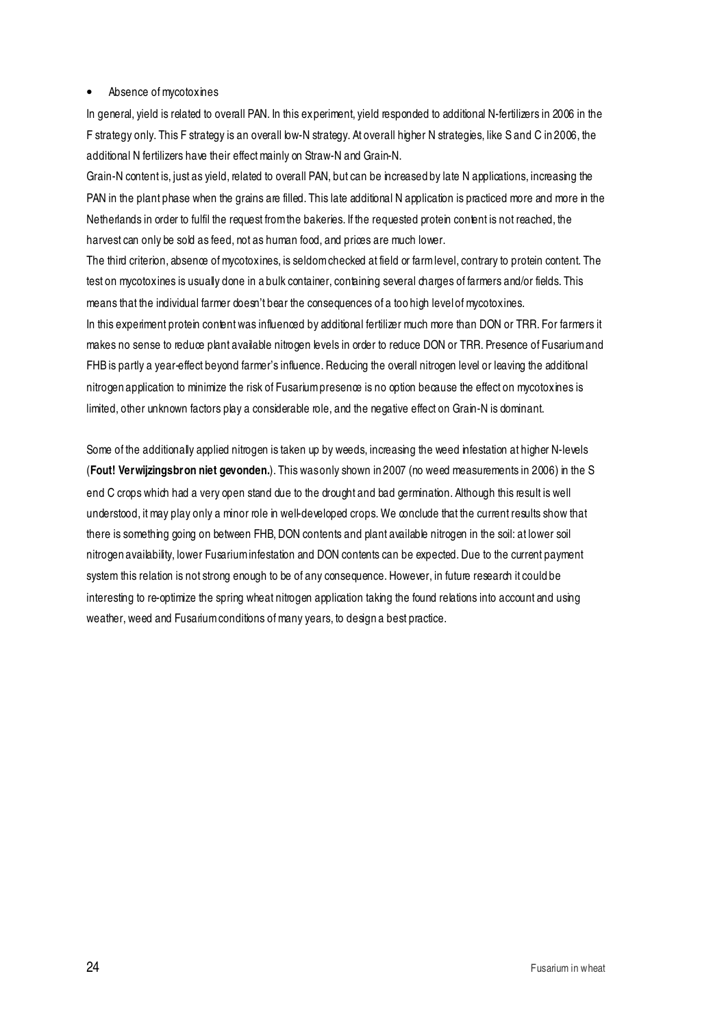- Absence of mycotoxines

In general, yield is related to overall PAN. In this experiment, yield responded to additional N-fertilizers in 2006 in the F strategy only. This F strategy is an overall low-N strategy. At overall higher N strategies, like S and C in 2006, the additional N fertilizers have their effect mainly on Straw-N and Grain-N.

Grain-N content is, just as yield, related to overall PAN, but can be increased by late N applications, increasing the PAN in the plant phase when the grains are filled. This late additional N application is practiced more and more in the Netherlands in order to fulfil the request from the bakeries. If the requested protein content is not reached, the harvest can only be sold as feed, not as human food, and prices are much lower.

The third criterion, absence of mycotoxines, is seldom checked at field or farm level, contrary to protein content. The test on mycotoxines is usually done in a bulk container, containing several charges of farmers and/or fields. This means that the individual farmer doesn't bear the consequences of a too high level of mycotoxines.

In this experiment protein content was influenced by additional fertilizer much more than DON or TRR. For farmers it makes no sense to reduce plant available nitrogen levels in order to reduce DON or TRR. Presence of Fusarium and FHB is partly a year-effect beyond farmer's influence. Reducing the overall nitrogen level or leaving the additional nitrogen application to minimize the risk of Fusarium presence is no option because the effect on mycotoxines is limited, other unknown factors play a considerable role, and the negative effect on Grain-N is dominant.

Some of the additionally applied nitrogen is taken up by weeds, increasing the weed infestation at higher N-levels (**Fout! Verwijzingsbron niet gevonden.**). This was only shown in 2007 (no weed measurements in 2006) in the S end C crops which had a very open stand due to the drought and bad germination. Although this result is well understood, it may play only a minor role in well-developed crops. We conclude that the current results show that there is something going on between FHB, DON contents and plant available nitrogen in the soil: at lower soil nitrogen availability, lower Fusarium infestation and DON contents can be expected. Due to the current payment system this relation is not strong enough to be of any consequence. However, in future research it could be interesting to re-optimize the spring wheat nitrogen application taking the found relations into account and using weather, weed and Fusarium conditions of many years, to design a best practice.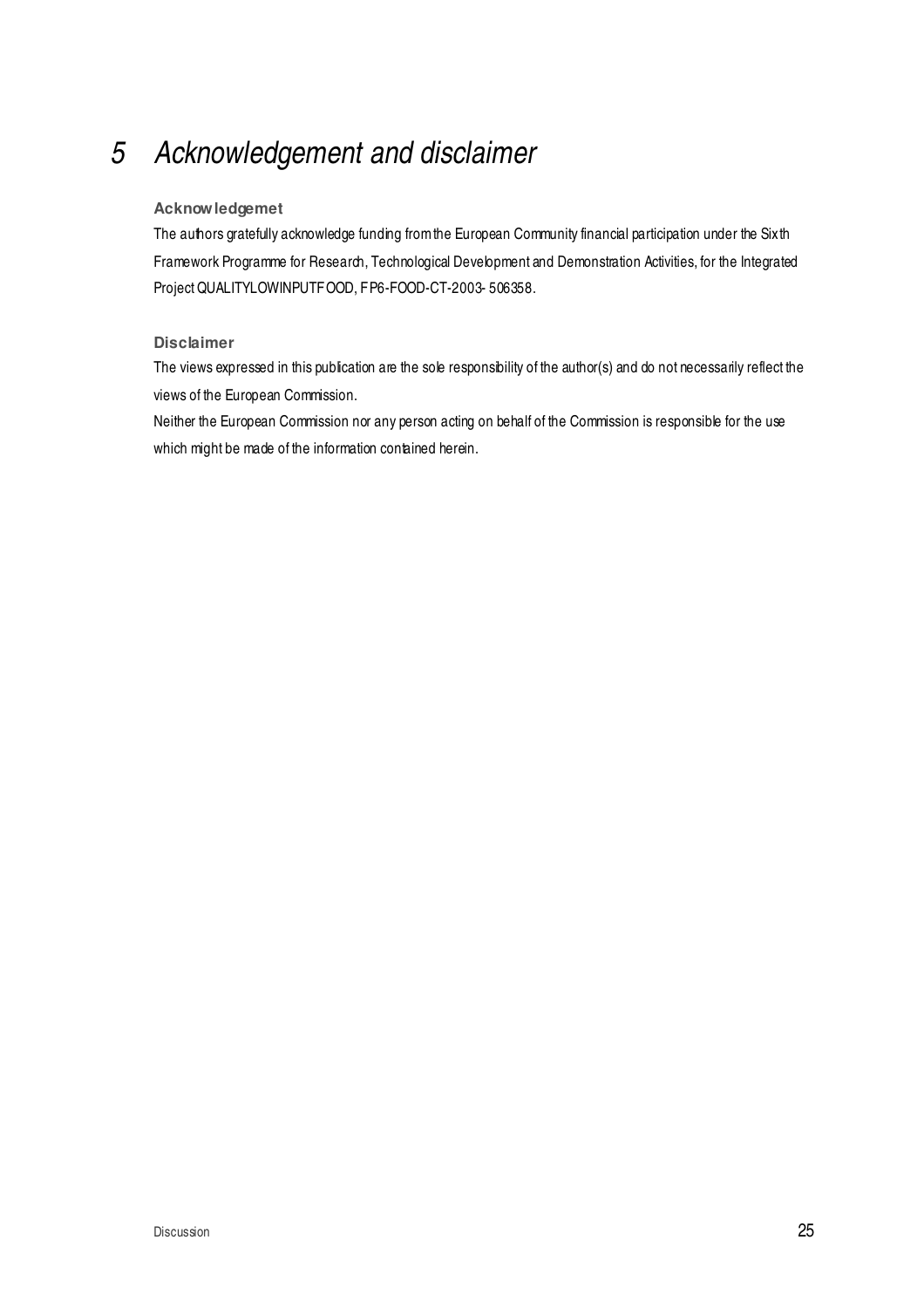# 5 Acknowledgement and disclaimer

### Acknowledgemet

The authors gratefully acknowledge funding from the European Community financial participation under the Sixth Framework Programme for Research, Technological Development and Demonstration Activities, for the Integrated Project QUALITYLOWINPUTFOOD, FP6-FOOD-CT-2003- 506358.

### Disclaimer

The views expressed in this publication are the sole responsibility of the author(s) and do not necessarily reflect the views of the European Commission.

Neither the European Commission nor any person acting on behalf of the Commission is responsible for the use which might be made of the information contained herein.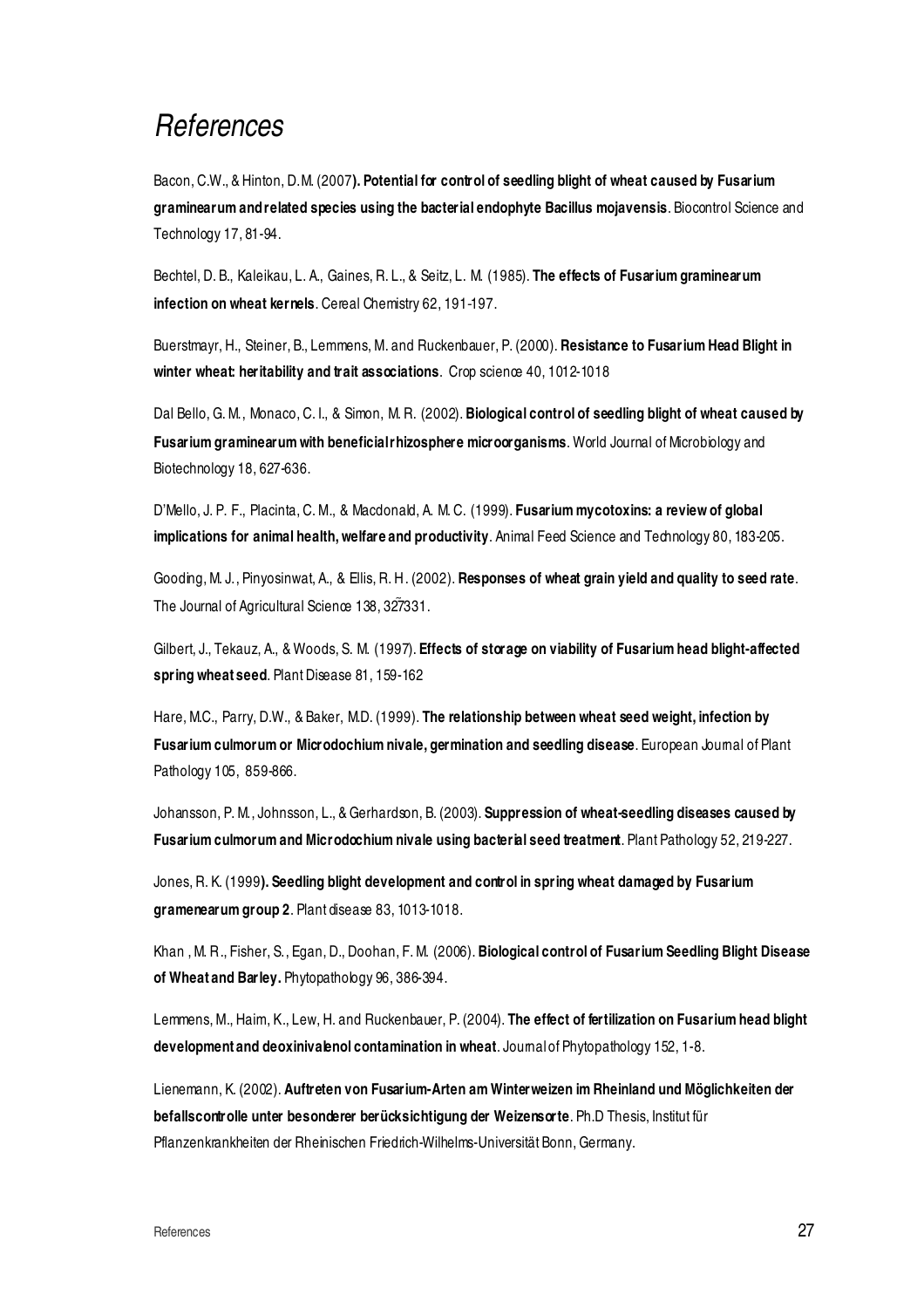# *References*

Bacon, C.W., & Hinton, D.M. (2007**). Potential for control of seedling blight of wheat caused by Fusarium graminearum and related species using the bacterial endophyte Bacillus mojavensis**. Biocontrol Science and Technology 17, 81-94.

Bechtel, D. B., Kaleikau, L. A., Gaines, R. L., & Seitz, L. M. (1985). **The effects of Fusarium graminearum infection on wheat kernels**. Cereal Chemistry 62, 191-197.

Buerstmayr, H., Steiner, B., Lemmens, M. and Ruckenbauer, P. (2000). **Resistance to Fusarium Head Blight in winter wheat: heritability and trait associations**. Crop science 40, 1012-1018

Dal Bello, G. M., Monaco, C. I., & Simon, M. R. (2002). **Biological control of seedling blight of wheat caused by Fusarium graminearum with beneficial rhizosphere microorganisms**. World Journal of Microbiology and Biotechnology 18, 627-636.

D'Mello, J. P. F., Placinta, C. M., & Macdonald, A. M. C. (1999). **Fusarium mycotoxins: a review of global implications for animal health, welfare and productivity**. Animal Feed Science and Technology 80, 183-205.

Gooding, M. J., Pinyosinwat, A., & Ellis, R. H. (2002). **Responses of wheat grain yield and quality to seed rate**. The Journal of Agricultural Science 138, 327331.

Gilbert, J., Tekauz, A., & Woods, S. M. (1997). **Effects of storage on viability of Fusarium head blight-affected spring wheat seed**. Plant Disease 81, 159-162

Hare, M.C., Parry, D.W., & Baker, M.D. (1999). **The relationship between wheat seed weight, infection by Fusarium culmorum or Microdochium nivale, germination and seedling disease**. European Journal of Plant Pathology 105, 859-866.

Johansson, P. M., Johnsson, L., & Gerhardson, B. (2003). **Suppression of wheat-seedling diseases caused by Fusarium culmorum and Microdochium nivale using bacterial seed treatment**. Plant Pathology 52, 219-227.

Jones, R. K. (1999**). Seedling blight development and control in spring wheat damaged by Fusarium gramenearum group 2**. Plant disease 83, 1013-1018.

Khan , M. R., Fisher, S., Egan, D., Doohan, F. M. (2006). **Biological control of Fusarium Seedling Blight Disease of Wheat and Barley.** Phytopathology 96, 386-394.

Lemmens, M., Haim, K., Lew, H. and Ruckenbauer, P. (2004). **The effect of fertilization on Fusarium head blight development and deoxinivalenol contamination in wheat**. Journal of Phytopathology 152, 1-8.

Lienemann, K. (2002). **Auftreten von Fusarium-Arten am Winterweizen im Rheinland und Möglichkeiten der befallscontrolle unter besonderer berücksichtigung der Weizensorte**. Ph.D Thesis, Institut für Pflanzenkrankheiten der Rheinischen Friedrich-Wilhelms-Universität Bonn, Germany.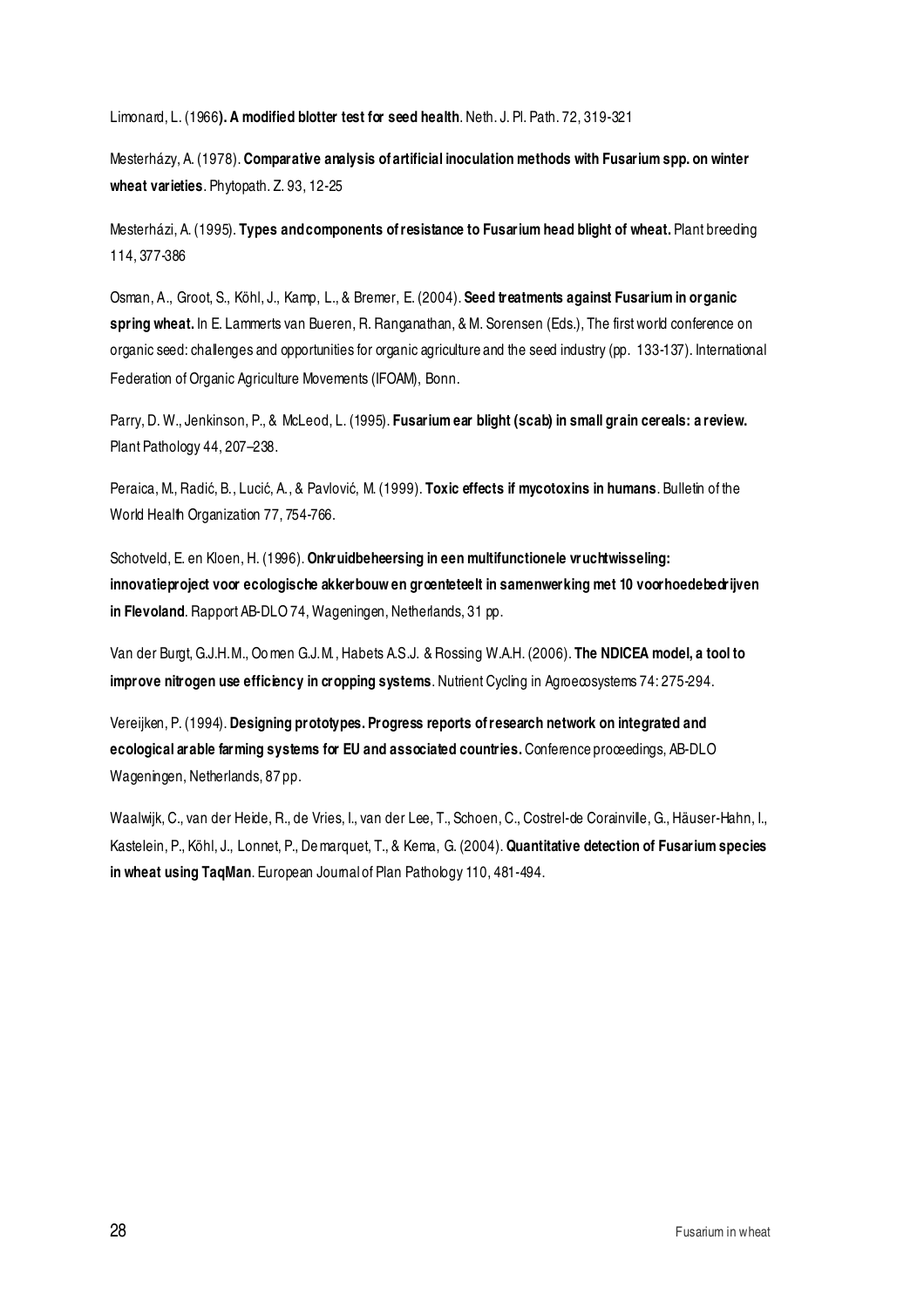Limonard, L. (1966**). A modified blotter test for seed health**. Neth. J. Pl. Path. 72, 319-321

Mesterházy, A. (1978). **Comparative analysis of artificial inoculation methods with Fusarium spp. on winter wheat varieties**. Phytopath. Z. 93, 12-25

Mesterházi, A. (1995). **Types and components of resistance to Fusarium head blight of wheat.** Plant breeding 114, 377-386

Osman, A., Groot, S., Köhl, J., Kamp, L., & Bremer, E. (2004). **Seed treatments against Fusarium in organic spring wheat.** In E. Lammerts van Bueren, R. Ranganathan, & M. Sorensen (Eds.), The first world conference on organic seed: challenges and opportunities for organic agriculture and the seed industry (pp. 133-137). International Federation of Organic Agriculture Movements (IFOAM), Bonn.

Parry, D. W., Jenkinson, P., & McLeod, L. (1995). **Fusarium ear blight (scab) in small grain cereals: a review.** Plant Pathology 44, 207–238.

Peraica, M., Radić, B., Lucić, A., & Pavlović, M. (1999). **Toxic effects if mycotoxins in humans**. Bulletin of the World Health Organization 77, 754-766.

Schotveld, E. en Kloen, H. (1996). **Onkruidbeheersing in een multifunctionele vruchtwisseling: innovatieproject voor ecologische akkerbouw en groenteteelt in samenwerking met 10 voorhoedebedrijven in Flevoland**. Rapport AB-DLO 74, Wageningen, Netherlands, 31 pp.

Van der Burgt, G.J.H.M., Oomen G.J.M., Habets A.S.J. & Rossing W.A.H. (2006). **The NDICEA model, a tool to improve nitrogen use efficiency in cropping systems**. Nutrient Cycling in Agroecosystems 74: 275-294.

Vereijken, P. (1994). **Designing prototypes. Progress reports of research network on integrated and ecological arable farming systems for EU and associated countries.** Conference proceedings, AB-DLO Wageningen, Netherlands, 87 pp.

Waalwijk, C., van der Heide, R., de Vries, I., van der Lee, T., Schoen, C., Costrel-de Corainville, G., Häuser-Hahn, I., Kastelein, P., Köhl, J., Lonnet, P., Demarquet, T., & Kema, G. (2004). **Quantitative detection of Fusarium species in wheat using TaqMan**. European Journal of Plan Pathology 110, 481-494.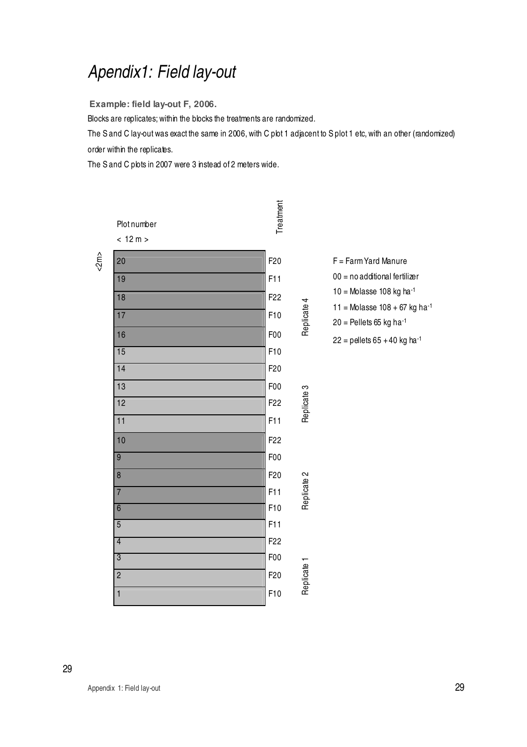# Apendix1: Field lay-out

**Example: field lay-out F, 2006.**

Blocks are replicates; within the blocks the treatments are randomized.

The S and C lay-out was exact the same in 2006, with C plot 1 adjacent to S plot 1 etc, with an other (randomized) order within the replicates.

The S and C plots in 2007 were 3 instead of 2 meters wide.

| Plot number (< 12 m >, <2m> wide) | Treatment | Replicate |
| --- | --- | --- |
| 20 | F20 | Replicate 4 |
| 19 | F11 | Replicate 4 |
| 18 | F22 | Replicate 4 |
| 17 | F10 | Replicate 4 |
| 16 | F00 | Replicate 4 |
| 15 | F10 | Replicate 3 |
| 14 | F20 | Replicate 3 |
| 13 | F00 | Replicate 3 |
| 12 | F22 | Replicate 3 |
| 11 | F11 | Replicate 3 |
| 10 | F22 | Replicate 2 |
| 9 | F00 | Replicate 2 |
| 8 | F20 | Replicate 2 |
| 7 | F11 | Replicate 2 |
| 6 | F10 | Replicate 2 |
| 5 | F11 | Replicate 1 |
| 4 | F22 | Replicate 1 |
| 3 | F00 | Replicate 1 |
| 2 | F20 | Replicate 1 |
| 1 | F10 | Replicate 1 |

F = Farm Yard Manure
00 = no additional fertilizer
10 = Molasse 108 kg ha$^{-1}$
11 = Molasse 108 + 67 kg ha$^{-1}$
20 = Pellets 65 kg ha$^{-1}$
22 = pellets 65 + 40 kg ha$^{-1}$